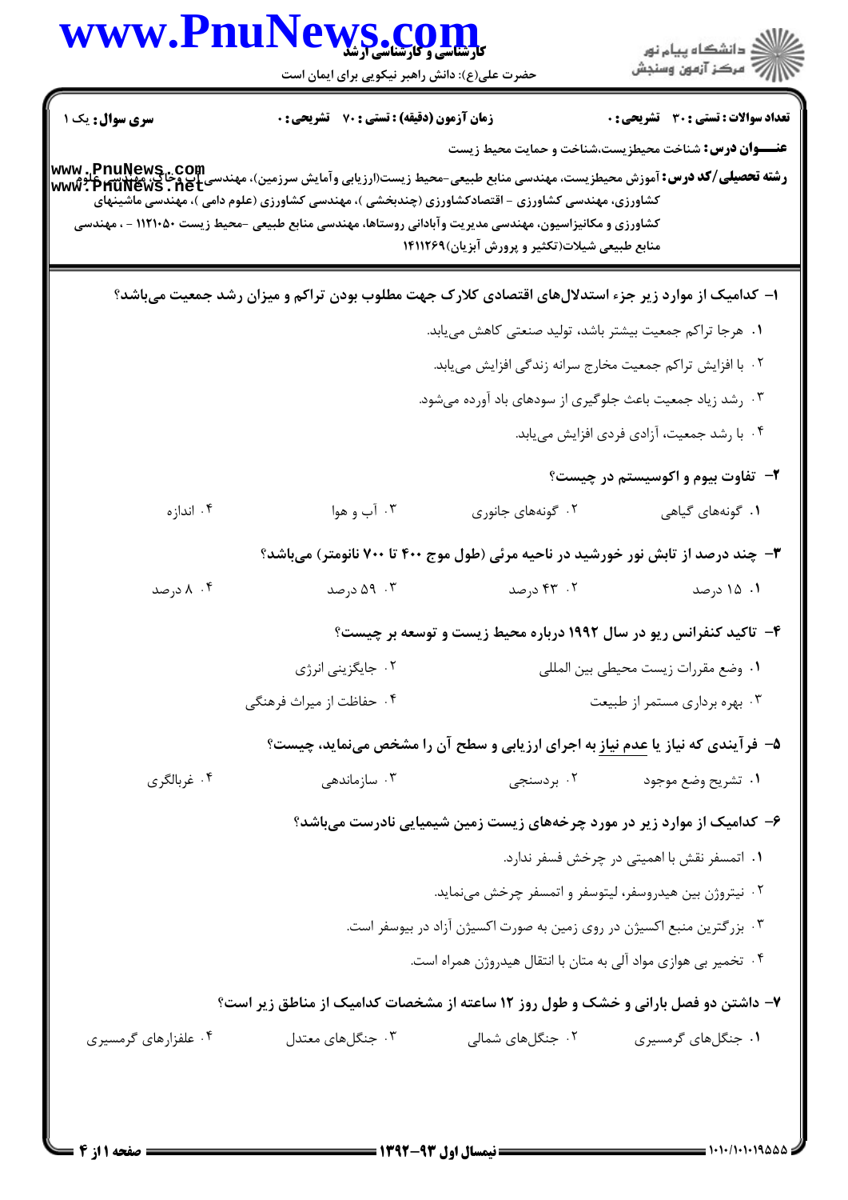**سری سوال:** یک ۱

**زمان آزمون (دقیقه) : تستی : ۷۰ تشریحی : ۰**

**تعداد سوالات : تستی : ۳۰ تشریحی : ۰**

**عنـــوان درس:** شناخت محیطزیست،شناخت و حمایت محیط زیست

**رشته تحصیلی/کد درس:** آموزش محیطزیست، مهندسی منابع طبیعی-محیط زیست(ارزیابی وآمایش سرزمین)، مهندسی آب وخاک، مهندسی علوم کشاورزی، مهندسی کشاورزی - اقتصادکشاورزی (چندبخشی )، مهندسی کشاورزی (علوم دامی )، مهندسی ماشینهای کشاورزی و مکانیزاسیون، مهندسی مدیریت وآبادانی روستاها، مهندسی منابع طبیعی -محیط زیست ۱۱۲۱۰۵۰ - ، مهندسی منابع طبیعی شیلات(تکثیر و پرورش آبزیان)۱۴۱۱۲۶۹

**۱- کدامیک از موارد زیر جزء استدلال‌های اقتصادی کلارک جهت مطلوب بودن تراکم و میزان رشد جمعیت می‌باشد؟**

۱. هرجا تراکم جمعیت بیشتر باشد، تولید صنعتی کاهش می‌یابد.

۲. با افزایش تراکم جمعیت مخارج سرانه زندگی افزایش می‌یابد.

۳. رشد زیاد جمعیت باعث جلوگیری از سودهای باد آورده می‌شود.

۴. با رشد جمعیت، آزادی فردی افزایش می‌یابد.

**۲- تفاوت بیوم و اکوسیستم در چیست؟**

۱. گونه‌های گیاهی ۲. گونه‌های جانوری ۳. آب و هوا ۴. اندازه

**۳- چند درصد از تابش نور خورشید در ناحیه مرئی (طول موج ۴۰۰ تا ۷۰۰ نانومتر) می‌باشد؟**

۱. ۱۵ درصد ۲. ۴۳ درصد ۳. ۵۹ درصد ۴. ۸ درصد

**۴- تاکید کنفرانس ریو در سال ۱۹۹۲ درباره محیط زیست و توسعه بر چیست؟**

۱. وضع مقررات زیست محیطی بین المللی

۲. جایگزینی انرژی

۳. بهره برداری مستمر از طبیعت

۴. حفاظت از میراث فرهنگی

**۵- فرآیندی که نیاز یا عدم نیاز به اجرای ارزیابی و سطح آن را مشخص می‌نماید، چیست؟**

۱. تشریح وضع موجود ۲. بردسنجی ۳. سازماندهی ۴. غربالگری

**۶- کدامیک از موارد زیر در مورد چرخه‌های زیست زمین شیمیایی نادرست می‌باشد؟**

۱. اتمسفر نقش با اهمیتی در چرخش فسفر ندارد.

۲. نیتروژن بین هیدروسفر، لیتوسفر و اتمسفر چرخش می‌نماید.

۳. بزرگترین منبع اکسیژن در روی زمین به صورت اکسیژن آزاد در بیوسفر است.

۴. تخمیر بی هوازی مواد آلی به متان با انتقال هیدروژن همراه است.

**۷- داشتن دو فصل بارانی و خشک و طول روز ۱۲ ساعته از مشخصات کدامیک از مناطق زیر است؟**

۱. جنگل‌های گرمسیری ۲. جنگل‌های شمالی ۳. جنگل‌های معتدل ۴. علفزارهای گرمسیری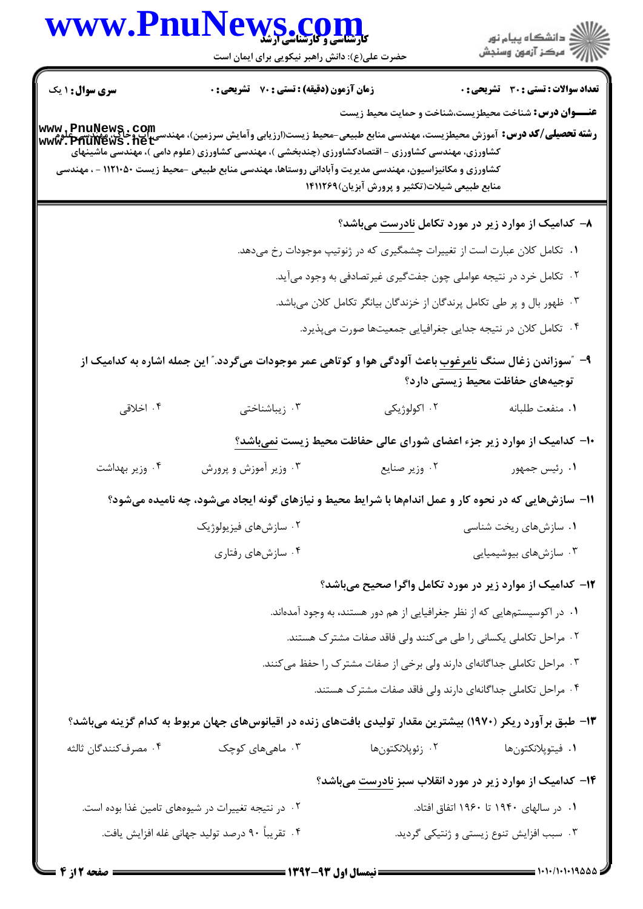**تعداد سوالات : تستی : ۳۰  تشریحی : ۰**  **زمان آزمون (دقیقه) : تستی : ۷۰  تشریحی : ۰**  **سری سوال : ۱ یک**

**عنـــوان درس:** شناخت محیطزیست،شناخت و حمایت محیط زیست

**رشته تحصیلی/کد درس:** آموزش محیطزیست، مهندسی منابع طبیعی-محیط زیست(ارزیابی وآمایش سرزمین)، مهندسی آب وخاک، مهندسی علوم کشاورزی، مهندسی کشاورزی - اقتصادکشاورزی (چندبخشی )، مهندسی کشاورزی (علوم دامی )، مهندسی ماشینهای کشاورزی و مکانیزاسیون، مهندسی مدیریت وآبادانی روستاها، مهندسی منابع طبیعی -محیط زیست ۱۱۲۱۰۵۰ - ، مهندسی منابع طبیعی شیلات(تکثیر و پرورش آبزیان)۱۴۱۱۲۶۹

**۸- کدامیک از موارد زیر در مورد تکامل نادرست میباشد؟**

۱. تکامل کلان عبارت است از تغییرات چشمگیری که در ژنوتیپ موجودات رخ میدهد.

۲. تکامل خرد در نتیجه عواملی چون جفتگیری غیرتصادفی به وجود میآید.

۳. ظهور بال و پر طی تکامل پرندگان از خزندگان بیانگر تکامل کلان میباشد.

۴. تکامل کلان در نتیجه جدایی جغرافیایی جمعیتها صورت میپذیرد.

**۹- "سوزاندن زغال سنگ نامرغوب باعث آلودگی هوا و کوتاهی عمر موجودات میگردد." این جمله اشاره به کدامیک از توجیههای حفاظت محیط زیستی دارد؟**

۱. منفعت طلبانه  ۲. اکولوژیکی  ۳. زیباشناختی  ۴. اخلاقی

**۱۰- کدامیک از موارد زیر جزء اعضای شورای عالی حفاظت محیط زیست نمیباشد؟**

۱. رئیس جمهور  ۲. وزیر صنایع  ۳. وزیر آموزش و پرورش  ۴. وزیر بهداشت

**۱۱- سازشهایی که در نحوه کار و عمل اندامها با شرایط محیط و نیازهای گونه ایجاد میشود، چه نامیده میشود؟**

۱. سازشهای ریخت شناسی  ۲. سازشهای فیزیولوژیک

۳. سازشهای بیوشیمیایی  ۴. سازشهای رفتاری

**۱۲- کدامیک از موارد زیر در مورد تکامل واگرا صحیح میباشد؟**

۱. در اکوسیستمهایی که از نظر جغرافیایی از هم دور هستند، به وجود آمدهاند.

۲. مراحل تکاملی یکسانی را طی میکنند ولی فاقد صفات مشترک هستند.

۳. مراحل تکاملی جداگانهای دارند ولی برخی از صفات مشترک را حفظ میکنند.

۴. مراحل تکاملی جداگانهای دارند ولی فاقد صفات مشترک هستند.

**۱۳- طبق برآورد ریکر (۱۹۷۰) بیشترین مقدار تولیدی بافتهای زنده در اقیانوسهای جهان مربوط به کدام گزینه میباشد؟**

۱. فیتوپلانکتونها  ۲. زئوپلانکتونها  ۳. ماهیهای کوچک  ۴. مصرفکنندگان ثالثه

**۱۴- کدامیک از موارد زیر در مورد انقلاب سبز نادرست میباشد؟**

۱. در سالهای ۱۹۴۰ تا ۱۹۶۰ اتفاق افتاد.  ۲. در نتیجه تغییرات در شیوههای تامین غذا بوده است.

۳. سبب افزایش تنوع زیستی و ژنتیکی گردید.  ۴. تقریباً ۹۰ درصد تولید جهانی غله افزایش یافت.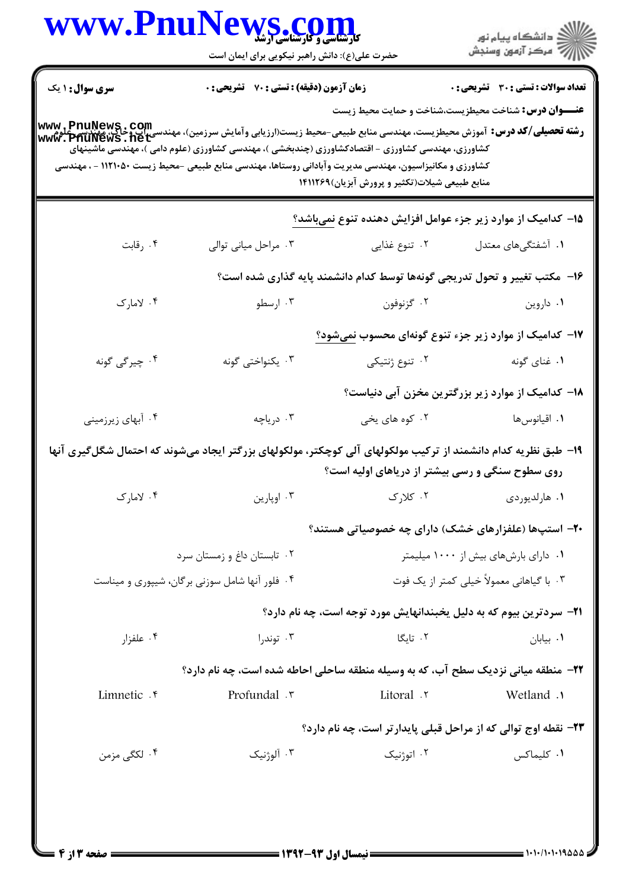**سری سوال:** ۱ یک

**زمان آزمون (دقیقه) : تستی : ۷۰ تشریحی : ۰**

**تعداد سوالات : تستی : ۳۰ تشریحی : ۰**

**عنـــوان درس:** شناخت محیطزیست،شناخت و حمایت محیط زیست

**رشته تحصیلی/کد درس:** آموزش محیطزیست، مهندسی منابع طبیعی-محیط زیست(ارزیابی وآمایش سرزمین)، مهندسی آب وخاک، مهندسی علوم کشاورزی، مهندسی کشاورزی - اقتصادکشاورزی (چندبخشی )، مهندسی کشاورزی (علوم دامی )، مهندسی ماشینهای کشاورزی و مکانیزاسیون، مهندسی مدیریت وآبادانی روستاها، مهندسی منابع طبیعی -محیط زیست ۱۱۲۱۰۵۰ - ، مهندسی منابع طبیعی شیلات(تکثیر و پرورش آبزیان)۱۴۱۱۲۶۹

۱۵- کدامیک از موارد زیر جزء عوامل افزایش دهنده تنوع نمی‌باشد؟

۱. آشفتگی‌های معتدل
۲. تنوع غذایی
۳. مراحل میانی توالی
۴. رقابت

۱۶- مکتب تغییر و تحول تدریجی گونه‌ها توسط کدام دانشمند پایه گذاری شده است؟

۱. داروین
۲. گزنوفون
۳. ارسطو
۴. لامارک

۱۷- کدامیک از موارد زیر جزء تنوع گونه‌ای محسوب نمی‌شود؟

۱. غنای گونه
۲. تنوع ژنتیکی
۳. یکنواختی گونه
۴. چیرگی گونه

۱۸- کدامیک از موارد زیر بزرگترین مخزن آبی دنیاست؟

۱. اقیانوس‌ها
۲. کوه های یخی
۳. دریاچه
۴. آبهای زیرزمینی

۱۹- طبق نظریه کدام دانشمند از ترکیب مولکولهای آلی کوچکتر، مولکولهای بزرگتر ایجاد می‌شوند که احتمال شکل‌گیری آنها روی سطوح سنگی و رسی بیشتر از دریاهای اولیه است؟

۱. هارلدیوردی
۲. کلارک
۳. اوپارین
۴. لامارک

۲۰- استپ‌ها (علفزارهای خشک) دارای چه خصوصیاتی هستند؟

۱. دارای بارش‌های بیش از ۱۰۰۰ میلیمتر
۲. تابستان داغ و زمستان سرد
۳. با گیاهانی معمولاً خیلی کمتر از یک فوت
۴. فلور آنها شامل سوزنی برگان، شیپوری و میناست

۲۱- سردترین بیوم که به دلیل یخبندانهایش مورد توجه است، چه نام دارد؟

۱. بیابان
۲. تایگا
۳. توندرا
۴. علفزار

۲۲- منطقه میانی نزدیک سطح آب، که به وسیله منطقه ساحلی احاطه شده است، چه نام دارد؟

۱. Wetland
۲. Litoral
۳. Profundal
۴. Limnetic

۲۳- نقطه اوج توالی که از مراحل قبلی پایدارتر است، چه نام دارد؟

۱. کلیماکس
۲. اتوژنیک
۳. آلوژنیک
۴. لکگی مزمن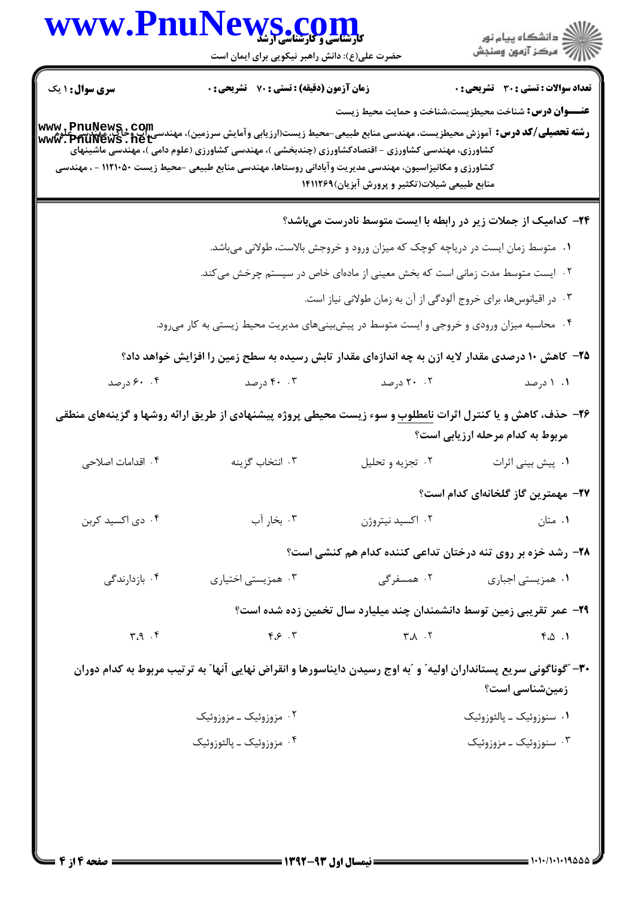**سری سوال:** ۱ یک　　**زمان آزمون (دقیقه) : تستی :** ۷۰ **تشریحی :** ۰　　**تعداد سوالات : تستی :** ۳۰ **تشریحی :** ۰

**عنـــوان درس:** شناخت محیطزیست،شناخت و حمایت محیط زیست

**رشته تحصیلی/کد درس:** آموزش محیطزیست، مهندسی منابع طبیعی-محیط زیست(ارزیابی وآمایش سرزمین)، مهندسی آب وخاک، مهندسی علوم کشاورزی، مهندسی کشاورزی - اقتصادکشاورزی (چندبخشی )، مهندسی کشاورزی (علوم دامی )، مهندسی ماشینهای کشاورزی و مکانیزاسیون، مهندسی مدیریت وآبادانی روستاها، مهندسی منابع طبیعی -محیط زیست ۱۱۲۱۰۵۰ - ، مهندسی منابع طبیعی شیلات(تکثیر و پرورش آبزیان)۱۴۱۱۲۶۹

**۲۴- کدامیک از جملات زیر در رابطه با ایست متوسط نادرست می‌باشد؟**

۱. متوسط زمان ایست در دریاچه کوچک که میزان ورود و خروجش بالاست، طولانی می‌باشد.

۲. ایست متوسط مدت زمانی است که بخش معینی از ماده‌ای خاص در سیستم چرخش می‌کند.

۳. در اقیانوس‌ها، برای خروج آلودگی از آن به زمان طولانی نیاز است.

۴. محاسبه میزان ورودی و خروجی و ایست متوسط در پیش‌بینی‌های مدیریت محیط زیستی به کار می‌رود.

**۲۵- کاهش ۱۰ درصدی مقدار لایه ازن به چه اندازه‌ای مقدار تابش رسیده به سطح زمین را افزایش خواهد داد؟**

۱. ۱ درصد　　۲. ۲۰ درصد　　۳. ۴۰ درصد　　۴. ۶۰ درصد

**۲۶- حذف، کاهش و یا کنترل اثرات نامطلوب و سوء زیست محیطی پروژه پیشنهادی از طریق ارائه روشها و گزینه‌های منطقی مربوط به کدام مرحله ارزیابی است؟**

۱. پیش بینی اثرات　　۲. تجزیه و تحلیل　　۳. انتخاب گزینه　　۴. اقدامات اصلاحی

**۲۷- مهمترین گاز گلخانه‌ای کدام است؟**

۱. متان　　۲. اکسید نیتروژن　　۳. بخار آب　　۴. دی اکسید کربن

**۲۸- رشد خزه بر روی تنه درختان تداعی کننده کدام هم کنشی است؟**

۱. همزیستی اجباری　　۲. همسفرگی　　۳. همزیستی اختیاری　　۴. بازدارندگی

**۲۹- عمر تقریبی زمین توسط دانشمندان چند میلیارد سال تخمین زده شده است؟**

۱. ۴.۵　　۲. ۳.۸　　۳. ۴.۶　　۴. ۳.۹

**۳۰- "گوناگونی سریع پستانداران اولیه" و "به اوج رسیدن دایناسورها و انقراض نهایی آنها" به ترتیب مربوط به کدام دوران زمین‌شناسی است؟**

۱. سنوزوئیک ـ پالئوزوئیک

۲. مزوزوئیک ـ مزوزوئیک

۳. سنوزوئیک ـ مزوزوئیک

۴. مزوزوئیک ـ پالئوزوئیک